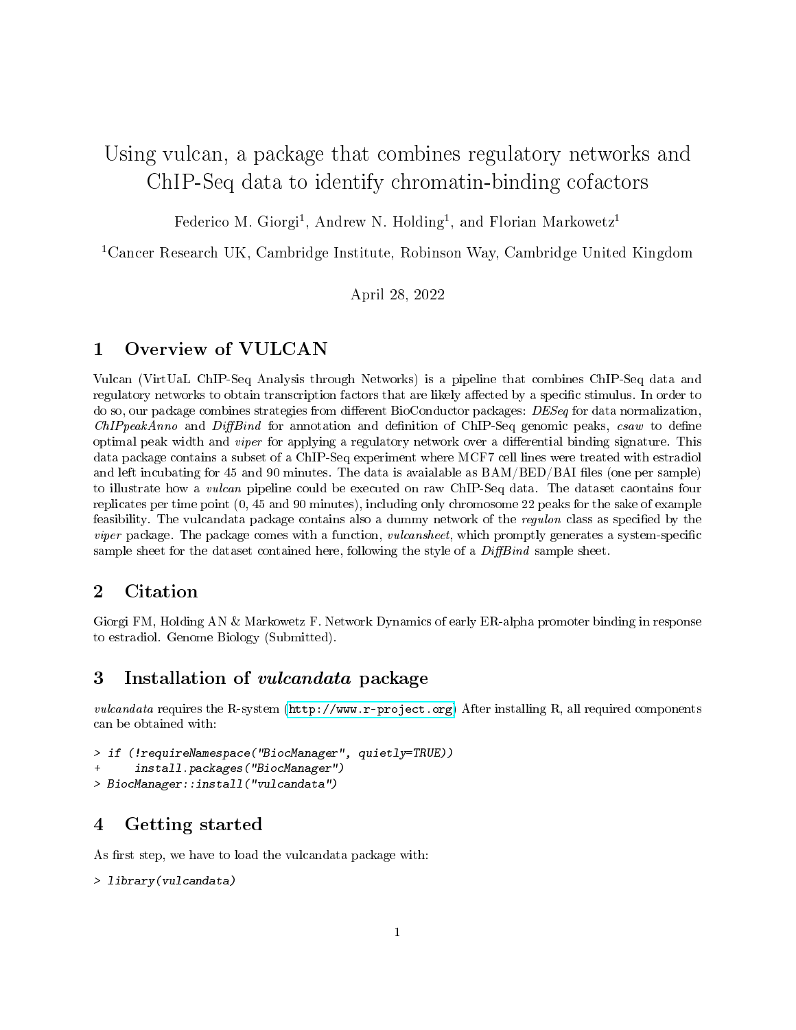# Using vulcan, a package that combines regulatory networks and ChIP-Seq data to identify chromatin-binding cofactors

Federico M. Giorgi[1], Andrew N. Holding[1], and Florian Markowetz[1]

[1]Cancer Research UK, Cambridge Institute, Robinson Way, Cambridge United Kingdom

April 28, 2022

## 1 Overview of VULCAN

Vulcan (VirtUaL ChIP-Seq Analysis through Networks) is a pipeline that combines ChIP-Seq data and regulatory networks to obtain transcription factors that are likely affected by a specific stimulus. In order to do so, our package combines strategies from different BioConductor packages: *DESeq* for data normalization, *ChIPpeakAnno* and *DiffBind* for annotation and definition of ChIP-Seq genomic peaks, *csaw* to define optimal peak width and *viper* for applying a regulatory network over a differential binding signature. This data package contains a subset of a ChIP-Seq experiment where MCF7 cell lines were treated with estradiol and left incubating for 45 and 90 minutes. The data is avaialable as BAM/BED/BAI files (one per sample) to illustrate how a *vulcan* pipeline could be executed on raw ChIP-Seq data. The dataset caontains four replicates per time point (0, 45 and 90 minutes), including only chromosome 22 peaks for the sake of example feasibility. The vulcandata package contains also a dummy network of the *regulon* class as specified by the *viper* package. The package comes with a function, *vulcansheet*, which promptly generates a system-specific sample sheet for the dataset contained here, following the style of a *DiffBind* sample sheet.

## 2 Citation

Giorgi FM, Holding AN & Markowetz F. Network Dynamics of early ER-alpha promoter binding in response to estradiol. Genome Biology (Submitted).

## 3 Installation of *vulcandata* package

*vulcandata* requires the R-system (http://www.r-project.org). After installing R, all required components can be obtained with:

```
> if (!requireNamespace("BiocManager", quietly=TRUE))
+     install.packages("BiocManager")
> BiocManager::install("vulcandata")
```

## 4 Getting started

As first step, we have to load the vulcandata package with:

```
> library(vulcandata)
```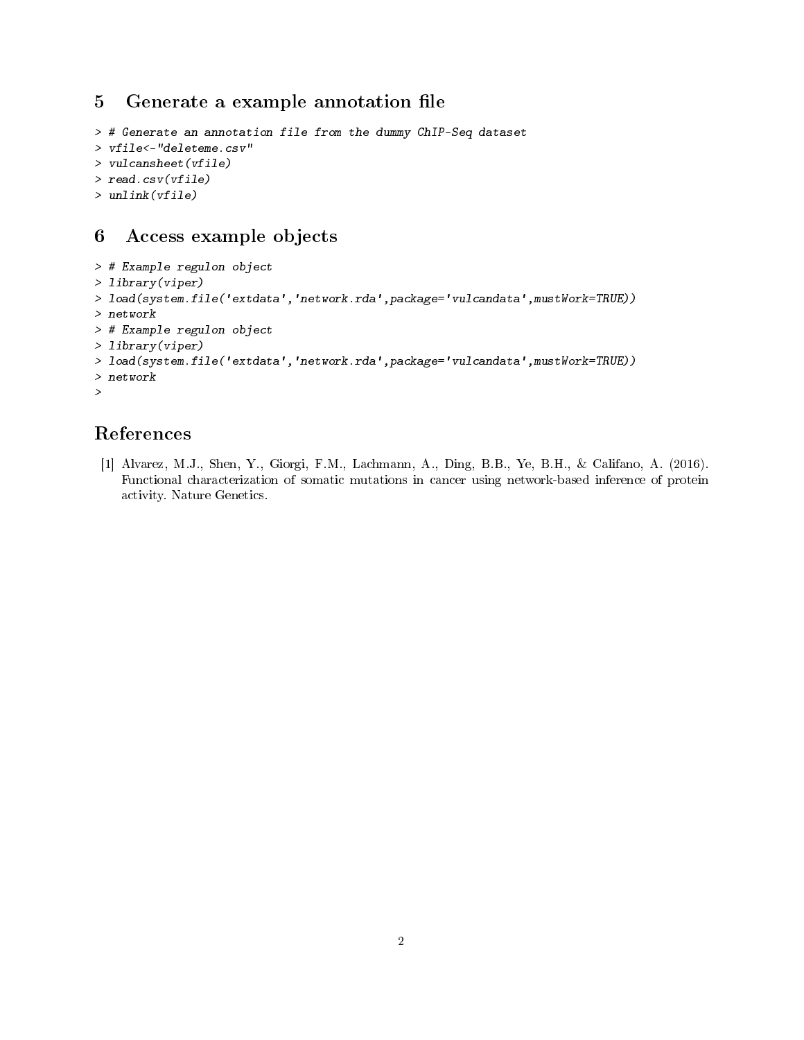## 5 Generate a example annotation file

```
> # Generate an annotation file from the dummy ChIP-Seq dataset
> vfile<-"deleteme.csv"
> vulcansheet(vfile)
> read.csv(vfile)
> unlink(vfile)
```

## 6 Access example objects

```
> # Example regulon object
> library(viper)
> load(system.file('extdata','network.rda',package='vulcandata',mustWork=TRUE))
> network
> # Example regulon object
> library(viper)
> load(system.file('extdata','network.rda',package='vulcandata',mustWork=TRUE))
> network
>
```

## References

[1] Alvarez, M.J., Shen, Y., Giorgi, F.M., Lachmann, A., Ding, B.B., Ye, B.H., & Califano, A. (2016). Functional characterization of somatic mutations in cancer using network-based inference of protein activity. Nature Genetics.